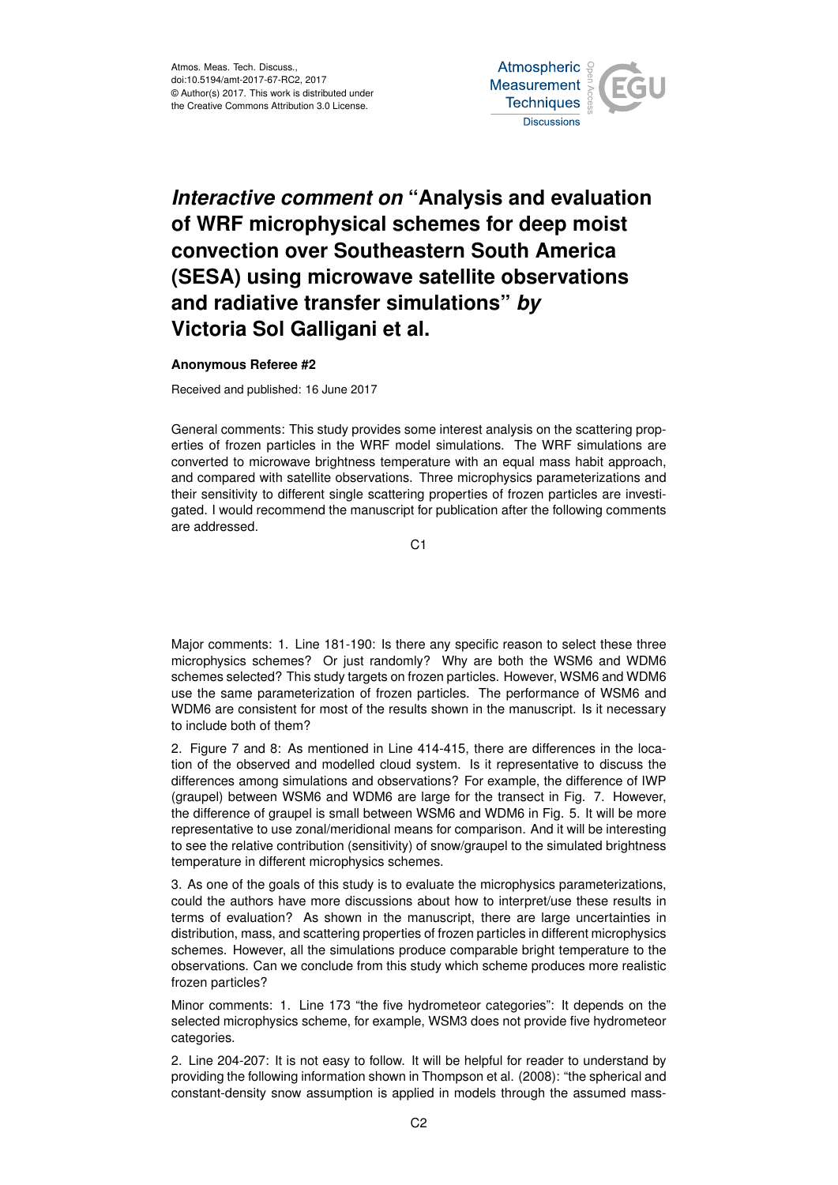# *Interactive comment on* "Analysis and evaluation of WRF microphysical schemes for deep moist convection over Southeastern South America (SESA) using microwave satellite observations and radiative transfer simulations" *by* Victoria Sol Galligani et al.

**Anonymous Referee #2**

Received and published: 16 June 2017

General comments: This study provides some interest analysis on the scattering properties of frozen particles in the WRF model simulations. The WRF simulations are converted to microwave brightness temperature with an equal mass habit approach, and compared with satellite observations. Three microphysics parameterizations and their sensitivity to different single scattering properties of frozen particles are investigated. I would recommend the manuscript for publication after the following comments are addressed.

Major comments: 1. Line 181-190: Is there any specific reason to select these three microphysics schemes? Or just randomly? Why are both the WSM6 and WDM6 schemes selected? This study targets on frozen particles. However, WSM6 and WDM6 use the same parameterization of frozen particles. The performance of WSM6 and WDM6 are consistent for most of the results shown in the manuscript. Is it necessary to include both of them?

2. Figure 7 and 8: As mentioned in Line 414-415, there are differences in the location of the observed and modelled cloud system. Is it representative to discuss the differences among simulations and observations? For example, the difference of IWP (graupel) between WSM6 and WDM6 are large for the transect in Fig. 7. However, the difference of graupel is small between WSM6 and WDM6 in Fig. 5. It will be more representative to use zonal/meridional means for comparison. And it will be interesting to see the relative contribution (sensitivity) of snow/graupel to the simulated brightness temperature in different microphysics schemes.

3. As one of the goals of this study is to evaluate the microphysics parameterizations, could the authors have more discussions about how to interpret/use these results in terms of evaluation? As shown in the manuscript, there are large uncertainties in distribution, mass, and scattering properties of frozen particles in different microphysics schemes. However, all the simulations produce comparable bright temperature to the observations. Can we conclude from this study which scheme produces more realistic frozen particles?

Minor comments: 1. Line 173 "the five hydrometeor categories": It depends on the selected microphysics scheme, for example, WSM3 does not provide five hydrometeor categories.

2. Line 204-207: It is not easy to follow. It will be helpful for reader to understand by providing the following information shown in Thompson et al. (2008): "the spherical and constant-density snow assumption is applied in models through the assumed mass-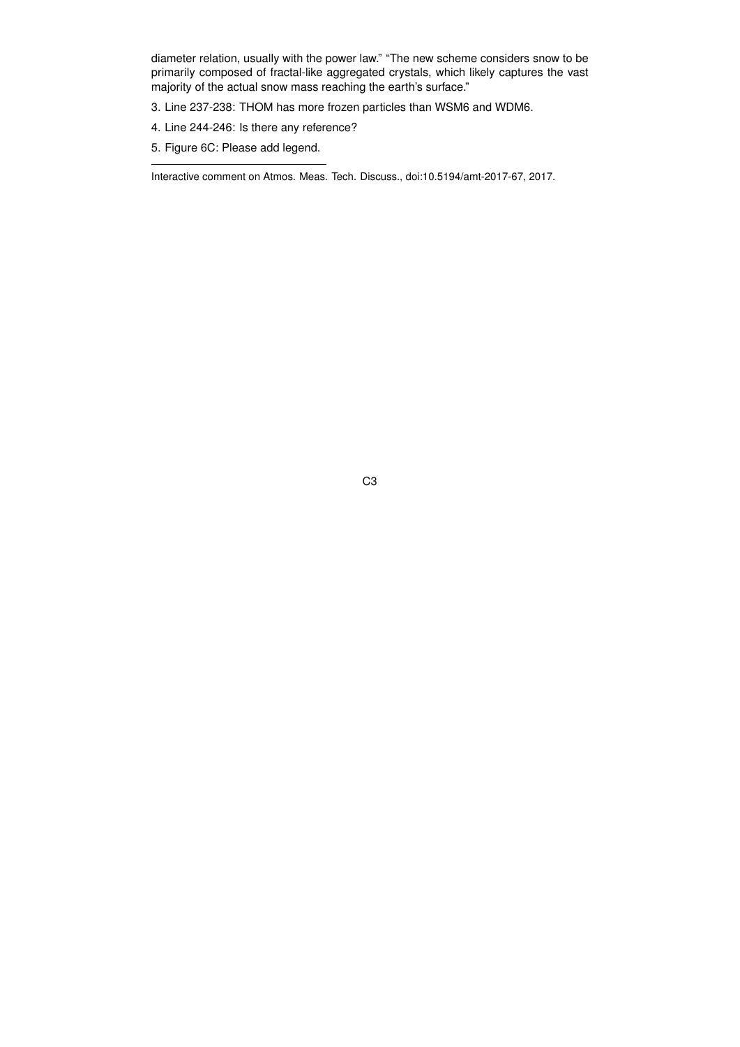diameter relation, usually with the power law." "The new scheme considers snow to be primarily composed of fractal-like aggregated crystals, which likely captures the vast majority of the actual snow mass reaching the earth's surface."

3. Line 237-238: THOM has more frozen particles than WSM6 and WDM6.

4. Line 244-246: Is there any reference?

5. Figure 6C: Please add legend.

---

Interactive comment on Atmos. Meas. Tech. Discuss., doi:10.5194/amt-2017-67, 2017.